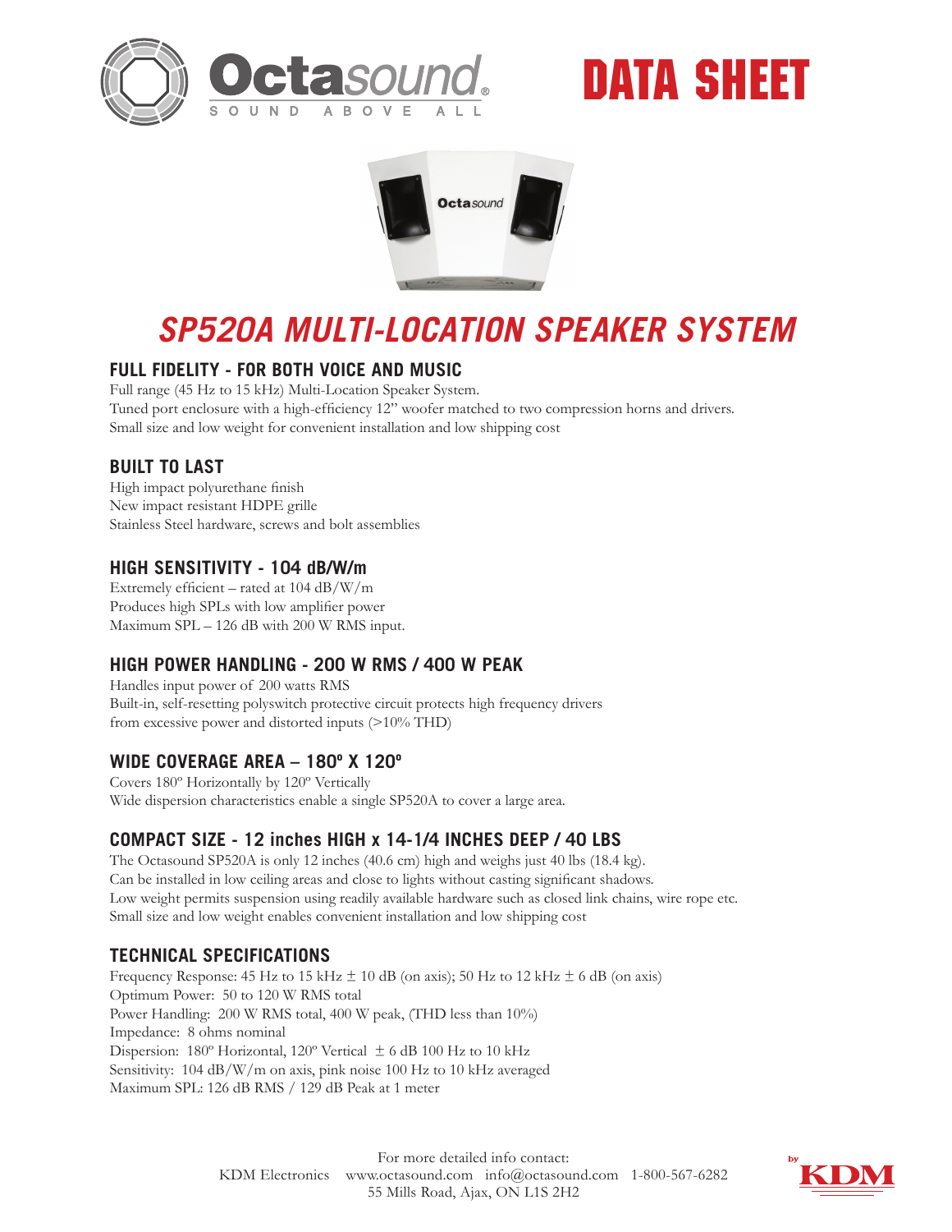# Octasound® SOUND ABOVE ALL

# DATA SHEET

## SP520A MULTI-LOCATION SPEAKER SYSTEM

### FULL FIDELITY - FOR BOTH VOICE AND MUSIC

Full range (45 Hz to 15 kHz) Multi-Location Speaker System.
Tuned port enclosure with a high-efficiency 12" woofer matched to two compression horns and drivers.
Small size and low weight for convenient installation and low shipping cost

### BUILT TO LAST

High impact polyurethane finish
New impact resistant HDPE grille
Stainless Steel hardware, screws and bolt assemblies

### HIGH SENSITIVITY - 104 dB/W/m

Extremely efficient – rated at 104 dB/W/m
Produces high SPLs with low amplifier power
Maximum SPL – 126 dB with 200 W RMS input.

### HIGH POWER HANDLING - 200 W RMS / 400 W PEAK

Handles input power of 200 watts RMS
Built-in, self-resetting polyswitch protective circuit protects high frequency drivers from excessive power and distorted inputs (>10% THD)

### WIDE COVERAGE AREA – 180º X 120º

Covers 180º Horizontally by 120º Vertically
Wide dispersion characteristics enable a single SP520A to cover a large area.

### COMPACT SIZE - 12 inches HIGH x 14-1/4 INCHES DEEP / 40 LBS

The Octasound SP520A is only 12 inches (40.6 cm) high and weighs just 40 lbs (18.4 kg).
Can be installed in low ceiling areas and close to lights without casting significant shadows.
Low weight permits suspension using readily available hardware such as closed link chains, wire rope etc.
Small size and low weight enables convenient installation and low shipping cost

### TECHNICAL SPECIFICATIONS

Frequency Response: 45 Hz to 15 kHz ± 10 dB (on axis); 50 Hz to 12 kHz ± 6 dB (on axis)
Optimum Power: 50 to 120 W RMS total
Power Handling: 200 W RMS total, 400 W peak, (THD less than 10%)
Impedance: 8 ohms nominal
Dispersion: 180º Horizontal, 120º Vertical ± 6 dB 100 Hz to 10 kHz
Sensitivity: 104 dB/W/m on axis, pink noise 100 Hz to 10 kHz averaged
Maximum SPL: 126 dB RMS / 129 dB Peak at 1 meter

For more detailed info contact:
KDM Electronics www.octasound.com info@octasound.com 1-800-567-6282
55 Mills Road, Ajax, ON L1S 2H2

by KDM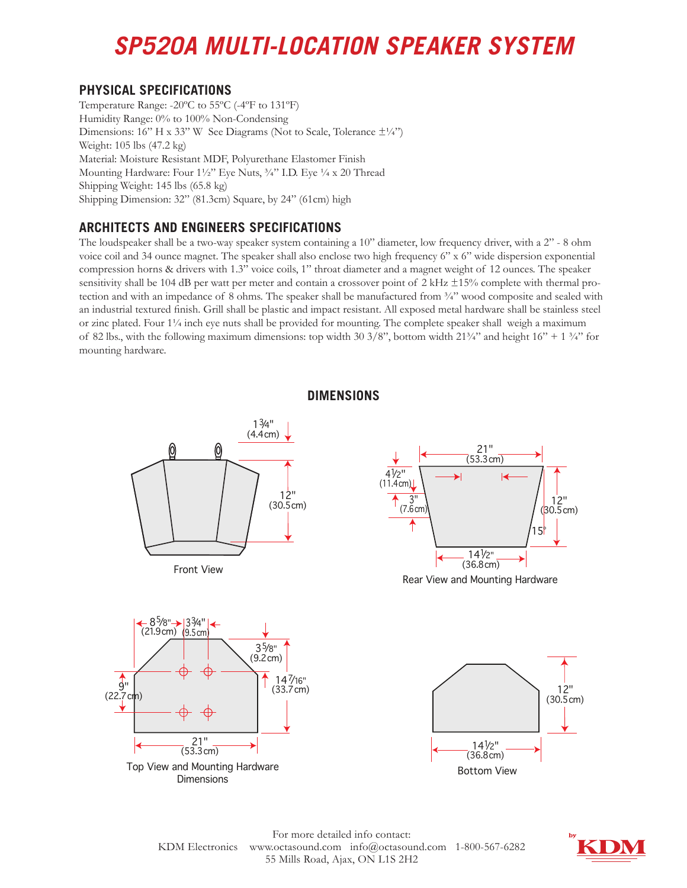# SP520A MULTI-LOCATION SPEAKER SYSTEM

## PHYSICAL SPECIFICATIONS

Temperature Range: -20ºC to 55ºC (-4ºF to 131ºF)
Humidity Range: 0% to 100% Non-Condensing
Dimensions: 16" H x 33" W See Diagrams (Not to Scale, Tolerance ±¼")
Weight: 105 lbs (47.2 kg)
Material: Moisture Resistant MDF, Polyurethane Elastomer Finish
Mounting Hardware: Four 1½" Eye Nuts, ¾" I.D. Eye ¼ x 20 Thread
Shipping Weight: 145 lbs (65.8 kg)
Shipping Dimension: 32" (81.3cm) Square, by 24" (61cm) high

## ARCHITECTS AND ENGINEERS SPECIFICATIONS

The loudspeaker shall be a two-way speaker system containing a 10" diameter, low frequency driver, with a 2" - 8 ohm voice coil and 34 ounce magnet. The speaker shall also enclose two high frequency 6" x 6" wide dispersion exponential compression horns & drivers with 1.3" voice coils, 1" throat diameter and a magnet weight of 12 ounces. The speaker sensitivity shall be 104 dB per watt per meter and contain a crossover point of 2 kHz ±15% complete with thermal protection and with an impedance of 8 ohms. The speaker shall be manufactured from ¾" wood composite and sealed with an industrial textured finish. Grill shall be plastic and impact resistant. All exposed metal hardware shall be stainless steel or zinc plated. Four 1¼ inch eye nuts shall be provided for mounting. The complete speaker shall weigh a maximum of 82 lbs., with the following maximum dimensions: top width 30 3/8", bottom width 21¾" and height 16" + 1 ¾" for mounting hardware.

## DIMENSIONS

1¾" (4.4cm)
12" (30.5cm)

Front View

21" (53.3cm)
4½" (11.4cm)
3" (7.6cm)
12" (30.5cm)
15°
14½" (36.8cm)

Rear View and Mounting Hardware

8⅝" (21.9cm)
3¾" (9.5cm)
3⅝" (9.2cm)
9" (22.7cm)
14⁷⁄₁₆" (33.7cm)
21" (53.3cm)

Top View and Mounting Hardware Dimensions

12" (30.5cm)
14½" (36.8cm)

Bottom View

For more detailed info contact:
KDM Electronics www.octasound.com info@octasound.com 1-800-567-6282
55 Mills Road, Ajax, ON L1S 2H2

by KDM